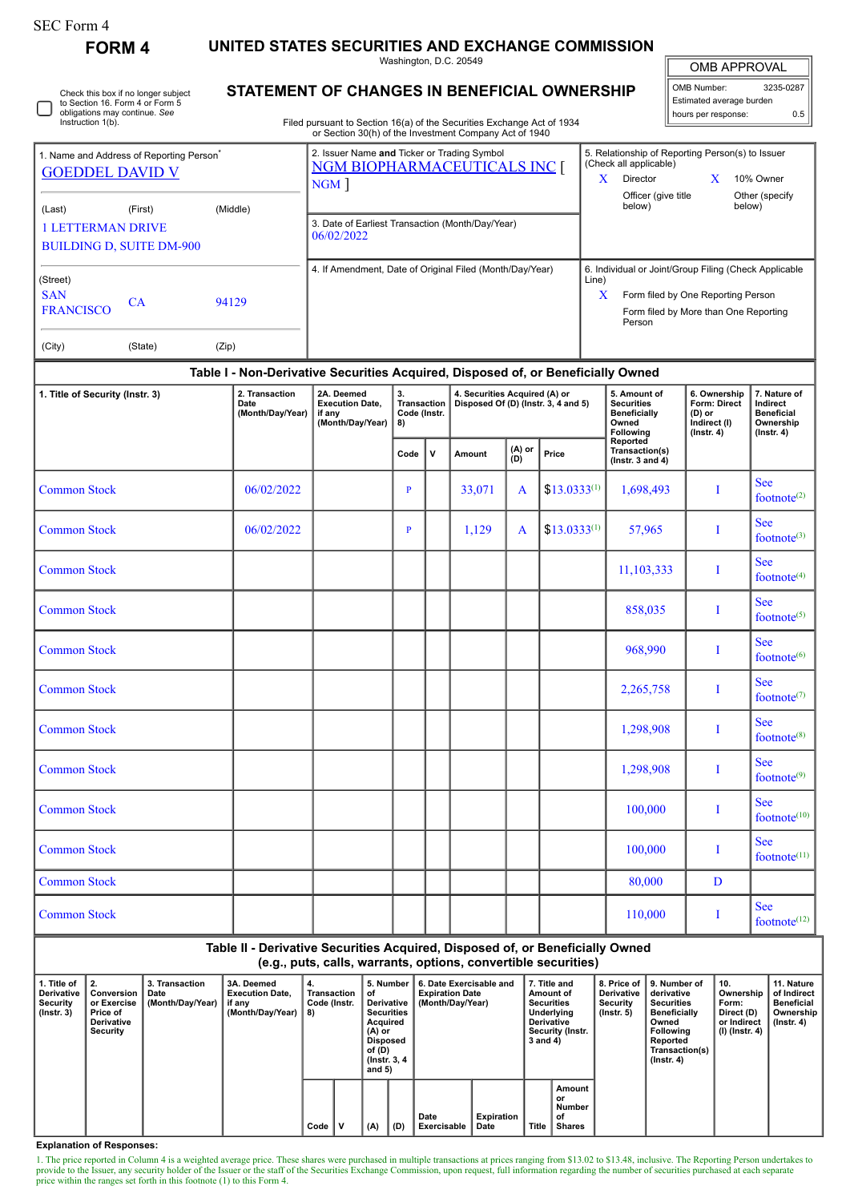SEC Form 4

# FORM 4

## UNITED STATES SECURITIES AND EXCHANGE COMMISSION

Washington, D.C. 20549

## STATEMENT OF CHANGES IN BENEFICIAL OWNERSHIP

Filed pursuant to Section 16(a) of the Securities Exchange Act of 1934 or Section 30(h) of the Investment Company Act of 1940

| OMB APPROVAL | |
|---|---|
| OMB Number: | 3235-0287 |
| Estimated average burden | |
| hours per response: | 0.5 |

☐ Check this box if no longer subject to Section 16. Form 4 or Form 5 obligations may continue. *See* Instruction 1(b).

**1. Name and Address of Reporting Person***

GOEDDEL DAVID V

(Last) (First) (Middle)

1 LETTERMAN DRIVE
BUILDING D, SUITE DM-900

(Street)

SAN FRANCISCO CA 94129

(City) (State) (Zip)

**2. Issuer Name and Ticker or Trading Symbol**

NGM BIOPHARMACEUTICALS INC [ NGM ]

**3. Date of Earliest Transaction (Month/Day/Year)**

06/02/2022

**4. If Amendment, Date of Original Filed (Month/Day/Year)**

**5. Relationship of Reporting Person(s) to Issuer (Check all applicable)**

X Director
X 10% Owner
Officer (give title below)
Other (specify below)

**6. Individual or Joint/Group Filing (Check Applicable Line)**

X Form filed by One Reporting Person
Form filed by More than One Reporting Person

## Table I - Non-Derivative Securities Acquired, Disposed of, or Beneficially Owned

| 1. Title of Security (Instr. 3) | 2. Transaction Date (Month/Day/Year) | 2A. Deemed Execution Date, if any (Month/Day/Year) | 3. Transaction Code (Instr. 8) | | 4. Securities Acquired (A) or Disposed Of (D) (Instr. 3, 4 and 5) | | | 5. Amount of Securities Beneficially Owned Following Reported Transaction(s) (Instr. 3 and 4) | 6. Ownership Form: Direct (D) or Indirect (I) (Instr. 4) | 7. Nature of Indirect Beneficial Ownership (Instr. 4) |
|---|---|---|---|---|---|---|---|---|---|---|
| | | | Code | V | Amount | (A) or (D) | Price | | | |
| Common Stock | 06/02/2022 | | P | | 33,071 | A | $13.0333[1] | 1,698,493 | I | See footnote[2] |
| Common Stock | 06/02/2022 | | P | | 1,129 | A | $13.0333[1] | 57,965 | I | See footnote[3] |
| Common Stock | | | | | | | | 11,103,333 | I | See footnote[4] |
| Common Stock | | | | | | | | 858,035 | I | See footnote[5] |
| Common Stock | | | | | | | | 968,990 | I | See footnote[6] |
| Common Stock | | | | | | | | 2,265,758 | I | See footnote[7] |
| Common Stock | | | | | | | | 1,298,908 | I | See footnote[8] |
| Common Stock | | | | | | | | 1,298,908 | I | See footnote[9] |
| Common Stock | | | | | | | | 100,000 | I | See footnote[10] |
| Common Stock | | | | | | | | 100,000 | I | See footnote[11] |
| Common Stock | | | | | | | | 80,000 | D | |
| Common Stock | | | | | | | | 110,000 | I | See footnote[12] |

## Table II - Derivative Securities Acquired, Disposed of, or Beneficially Owned (e.g., puts, calls, warrants, options, convertible securities)

| 1. Title of Derivative Security (Instr. 3) | 2. Conversion or Exercise Price of Derivative Security | 3. Transaction Date (Month/Day/Year) | 3A. Deemed Execution Date, if any (Month/Day/Year) | 4. Transaction Code (Instr. 8) | | 5. Number of Derivative Securities Acquired (A) or Disposed of (D) (Instr. 3, 4 and 5) | | 6. Date Exercisable and Expiration Date (Month/Day/Year) | | 7. Title and Amount of Securities Underlying Derivative Security (Instr. 3 and 4) | | 8. Price of Derivative Security (Instr. 5) | 9. Number of derivative Securities Beneficially Owned Following Reported Transaction(s) (Instr. 4) | 10. Ownership Form: Direct (D) or Indirect (I) (Instr. 4) | 11. Nature of Indirect Beneficial Ownership (Instr. 4) |
|---|---|---|---|---|---|---|---|---|---|---|---|---|---|---|---|
| | | | | Code | V | (A) | (D) | Date Exercisable | Expiration Date | Title | Amount or Number of Shares | | | | |

**Explanation of Responses:**

1. The price reported in Column 4 is a weighted average price. These shares were purchased in multiple transactions at prices ranging from $13.02 to $13.48, inclusive. The Reporting Person undertakes to provide to the Issuer, any security holder of the Issuer or the staff of the Securities Exchange Commission, upon request, full information regarding the number of securities purchased at each separate price within the ranges set forth in this footnote (1) to this Form 4.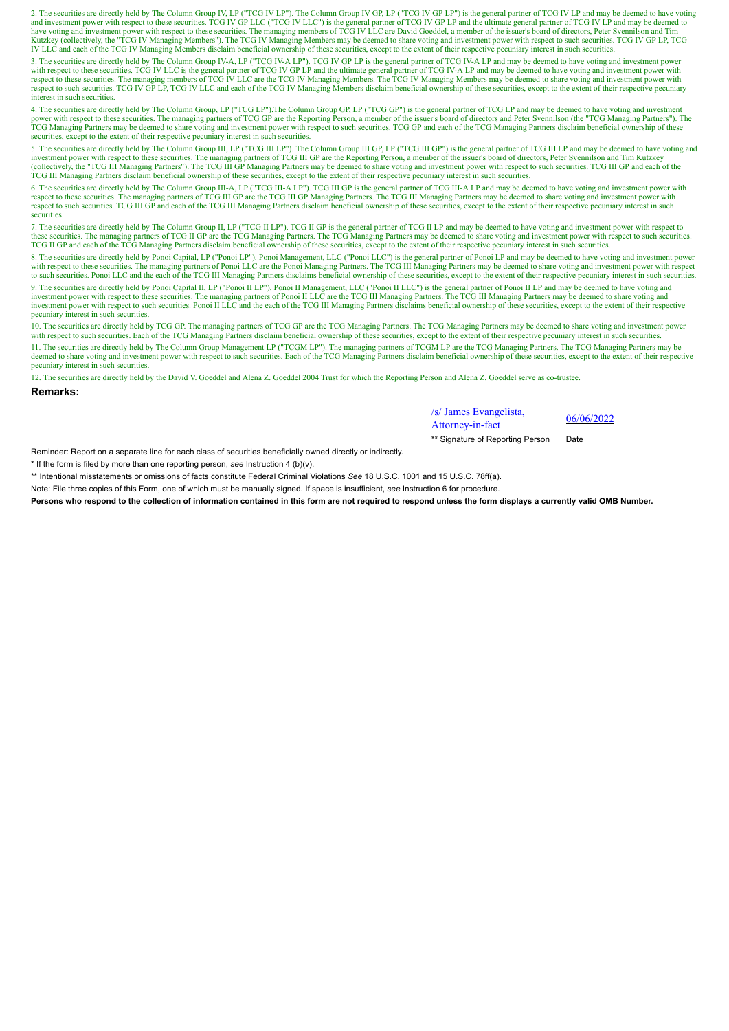2. The securities are directly held by The Column Group IV, LP ("TCG IV LP"). The Column Group IV GP, LP ("TCG IV GP LP") is the general partner of TCG IV LP and may be deemed to have voting and investment power with respect to these securities. TCG IV GP LLC ("TCG IV LLC") is the general partner of TCG IV GP LP and the ultimate general partner of TCG IV LP and may be deemed to have voting and investment power with respect to these securities. The managing members of TCG IV LLC are David Goeddel, a member of the issuer's board of directors, Peter Svennilson and Tim Kutzkey (collectively, the "TCG IV Managing Members"). The TCG IV Managing Members may be deemed to share voting and investment power with respect to such securities. TCG IV GP LP, TCG IV LLC and each of the TCG IV Managing Members disclaim beneficial ownership of these securities, except to the extent of their respective pecuniary interest in such securities.

3. The securities are directly held by The Column Group IV-A, LP ("TCG IV-A LP"). TCG IV GP LP is the general partner of TCG IV-A LP and may be deemed to have voting and investment power with respect to these securities. TCG IV LLC is the general partner of TCG IV GP LP and the ultimate general partner of TCG IV-A LP and may be deemed to have voting and investment power with respect to these securities. The managing members of TCG IV LLC are the TCG IV Managing Members. The TCG IV Managing Members may be deemed to share voting and investment power with respect to such securities. TCG IV GP LP, TCG IV LLC and each of the TCG IV Managing Members disclaim beneficial ownership of these securities, except to the extent of their respective pecuniary interest in such securities.

4. The securities are directly held by The Column Group, LP ("TCG LP").The Column Group GP, LP ("TCG GP") is the general partner of TCG LP and may be deemed to have voting and investment power with respect to these securities. The managing partners of TCG GP are the Reporting Person, a member of the issuer's board of directors and Peter Svennilson (the "TCG Managing Partners"). The TCG Managing Partners may be deemed to share voting and investment power with respect to such securities. TCG GP and each of the TCG Managing Partners disclaim beneficial ownership of these securities, except to the extent of their respective pecuniary interest in such securities.

5. The securities are directly held by The Column Group III, LP ("TCG III LP"). The Column Group III GP, LP ("TCG III GP") is the general partner of TCG III LP and may be deemed to have voting and investment power with respect to these securities. The managing partners of TCG III GP are the Reporting Person, a member of the issuer's board of directors, Peter Svennilson and Tim Kutzkey (collectively, the "TCG III Managing Partners"). The TCG III GP Managing Partners may be deemed to share voting and investment power with respect to such securities. TCG III GP and each of the TCG III Managing Partners disclaim beneficial ownership of these securities, except to the extent of their respective pecuniary interest in such securities.

6. The securities are directly held by The Column Group III-A, LP ("TCG III-A LP"). TCG III GP is the general partner of TCG III-A LP and may be deemed to have voting and investment power with respect to these securities. The managing partners of TCG III GP are the TCG III GP Managing Partners. The TCG III Managing Partners may be deemed to share voting and investment power with respect to such securities. TCG III GP and each of the TCG III Managing Partners disclaim beneficial ownership of these securities, except to the extent of their respective pecuniary interest in such securities.

7. The securities are directly held by The Column Group II, LP ("TCG II LP"). TCG II GP is the general partner of TCG II LP and may be deemed to have voting and investment power with respect to these securities. The managing partners of TCG II GP are the TCG Managing Partners. The TCG Managing Partners may be deemed to share voting and investment power with respect to such securities. TCG II GP and each of the TCG Managing Partners disclaim beneficial ownership of these securities, except to the extent of their respective pecuniary interest in such securities.

8. The securities are directly held by Ponoi Capital, LP ("Ponoi LP"). Ponoi Management, LLC ("Ponoi LLC") is the general partner of Ponoi LP and may be deemed to have voting and investment power with respect to these securities. The managing partners of Ponoi LLC are the Ponoi Managing Partners. The TCG III Managing Partners may be deemed to share voting and investment power with respect to such securities. Ponoi LLC and the each of the TCG III Managing Partners disclaims beneficial ownership of these securities, except to the extent of their respective pecuniary interest in such securities.

9. The securities are directly held by Ponoi Capital II, LP ("Ponoi II LP"). Ponoi II Management, LLC ("Ponoi II LLC") is the general partner of Ponoi II LP and may be deemed to have voting and investment power with respect to these securities. The managing partners of Ponoi II LLC are the TCG III Managing Partners. The TCG III Managing Partners may be deemed to share voting and investment power with respect to such securities. Ponoi II LLC and the each of the TCG III Managing Partners disclaims beneficial ownership of these securities, except to the extent of their respective pecuniary interest in such securities.

10. The securities are directly held by TCG GP. The managing partners of TCG GP are the TCG Managing Partners. The TCG Managing Partners may be deemed to share voting and investment power with respect to such securities. Each of the TCG Managing Partners disclaim beneficial ownership of these securities, except to the extent of their respective pecuniary interest in such securities.

11. The securities are directly held by The Column Group Management LP ("TCGM LP"). The managing partners of TCGM LP are the TCG Managing Partners. The TCG Managing Partners may be deemed to share voting and investment power with respect to such securities. Each of the TCG Managing Partners disclaim beneficial ownership of these securities, except to the extent of their respective pecuniary interest in such securities.

12. The securities are directly held by the David V. Goeddel and Alena Z. Goeddel 2004 Trust for which the Reporting Person and Alena Z. Goeddel serve as co-trustee.

## Remarks:

| | |
|---|---|
| /s/ James Evangelista, Attorney-in-fact | 06/06/2022 |
| ** Signature of Reporting Person | Date |

Reminder: Report on a separate line for each class of securities beneficially owned directly or indirectly.

* If the form is filed by more than one reporting person, *see* Instruction 4 (b)(v).

** Intentional misstatements or omissions of facts constitute Federal Criminal Violations *See* 18 U.S.C. 1001 and 15 U.S.C. 78ff(a).

Note: File three copies of this Form, one of which must be manually signed. If space is insufficient, *see* Instruction 6 for procedure.

**Persons who respond to the collection of information contained in this form are not required to respond unless the form displays a currently valid OMB Number.**